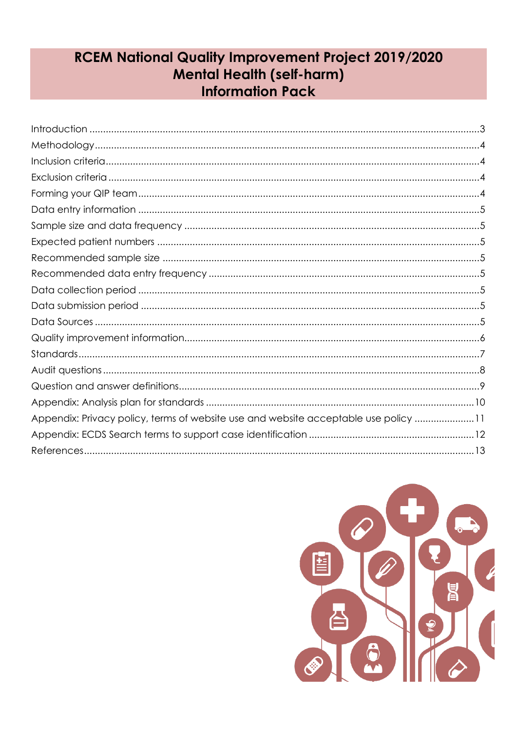# RCEM National Quality Improvement Project 2019/2020
# Mental Health (self-harm)
# Information Pack

| | |
|---|---|
| Introduction | 3 |
| Methodology | 4 |
| Inclusion criteria | 4 |
| Exclusion criteria | 4 |
| Forming your QIP team | 4 |
| Data entry information | 5 |
| Sample size and data frequency | 5 |
| Expected patient numbers | 5 |
| Recommended sample size | 5 |
| Recommended data entry frequency | 5 |
| Data collection period | 5 |
| Data submission period | 5 |
| Data Sources | 5 |
| Quality improvement information | 6 |
| Standards | 7 |
| Audit questions | 8 |
| Question and answer definitions | 9 |
| Appendix: Analysis plan for standards | 10 |
| Appendix: Privacy policy, terms of website use and website acceptable use policy | 11 |
| Appendix: ECDS Search terms to support case identification | 12 |
| References | 13 |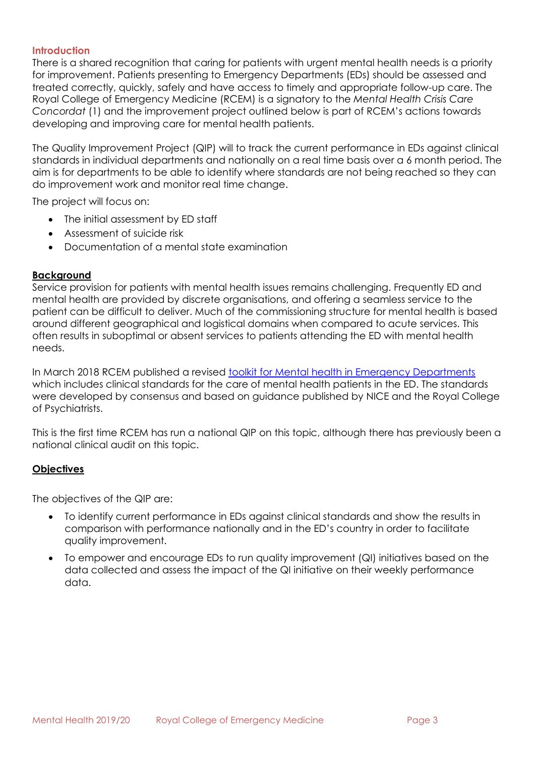## Introduction

There is a shared recognition that caring for patients with urgent mental health needs is a priority for improvement. Patients presenting to Emergency Departments (EDs) should be assessed and treated correctly, quickly, safely and have access to timely and appropriate follow-up care. The Royal College of Emergency Medicine (RCEM) is a signatory to the *Mental Health Crisis Care Concordat* (1) and the improvement project outlined below is part of RCEM's actions towards developing and improving care for mental health patients.

The Quality Improvement Project (QIP) will to track the current performance in EDs against clinical standards in individual departments and nationally on a real time basis over a 6 month period. The aim is for departments to be able to identify where standards are not being reached so they can do improvement work and monitor real time change.

The project will focus on:

- The initial assessment by ED staff
- Assessment of suicide risk
- Documentation of a mental state examination

## Background

Service provision for patients with mental health issues remains challenging. Frequently ED and mental health are provided by discrete organisations, and offering a seamless service to the patient can be difficult to deliver. Much of the commissioning structure for mental health is based around different geographical and logistical domains when compared to acute services. This often results in suboptimal or absent services to patients attending the ED with mental health needs.

In March 2018 RCEM published a revised toolkit for Mental health in Emergency Departments which includes clinical standards for the care of mental health patients in the ED. The standards were developed by consensus and based on guidance published by NICE and the Royal College of Psychiatrists.

This is the first time RCEM has run a national QIP on this topic, although there has previously been a national clinical audit on this topic.

## Objectives

The objectives of the QIP are:

- To identify current performance in EDs against clinical standards and show the results in comparison with performance nationally and in the ED's country in order to facilitate quality improvement.
- To empower and encourage EDs to run quality improvement (QI) initiatives based on the data collected and assess the impact of the QI initiative on their weekly performance data.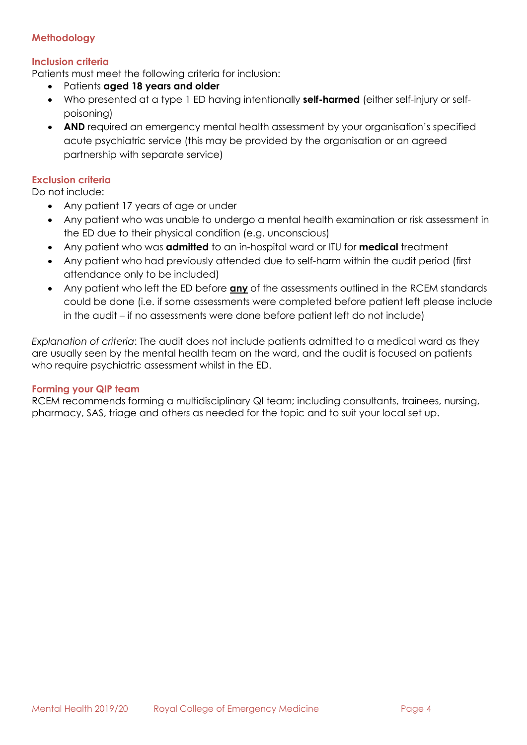## Methodology

### Inclusion criteria

Patients must meet the following criteria for inclusion:

- Patients **aged 18 years and older**
- Who presented at a type 1 ED having intentionally **self-harmed** (either self-injury or self-poisoning)
- **AND** required an emergency mental health assessment by your organisation's specified acute psychiatric service (this may be provided by the organisation or an agreed partnership with separate service)

### Exclusion criteria

Do not include:

- Any patient 17 years of age or under
- Any patient who was unable to undergo a mental health examination or risk assessment in the ED due to their physical condition (e.g. unconscious)
- Any patient who was **admitted** to an in-hospital ward or ITU for **medical** treatment
- Any patient who had previously attended due to self-harm within the audit period (first attendance only to be included)
- Any patient who left the ED before **any** of the assessments outlined in the RCEM standards could be done (i.e. if some assessments were completed before patient left please include in the audit – if no assessments were done before patient left do not include)

*Explanation of criteria*: The audit does not include patients admitted to a medical ward as they are usually seen by the mental health team on the ward, and the audit is focused on patients who require psychiatric assessment whilst in the ED.

### Forming your QIP team

RCEM recommends forming a multidisciplinary QI team; including consultants, trainees, nursing, pharmacy, SAS, triage and others as needed for the topic and to suit your local set up.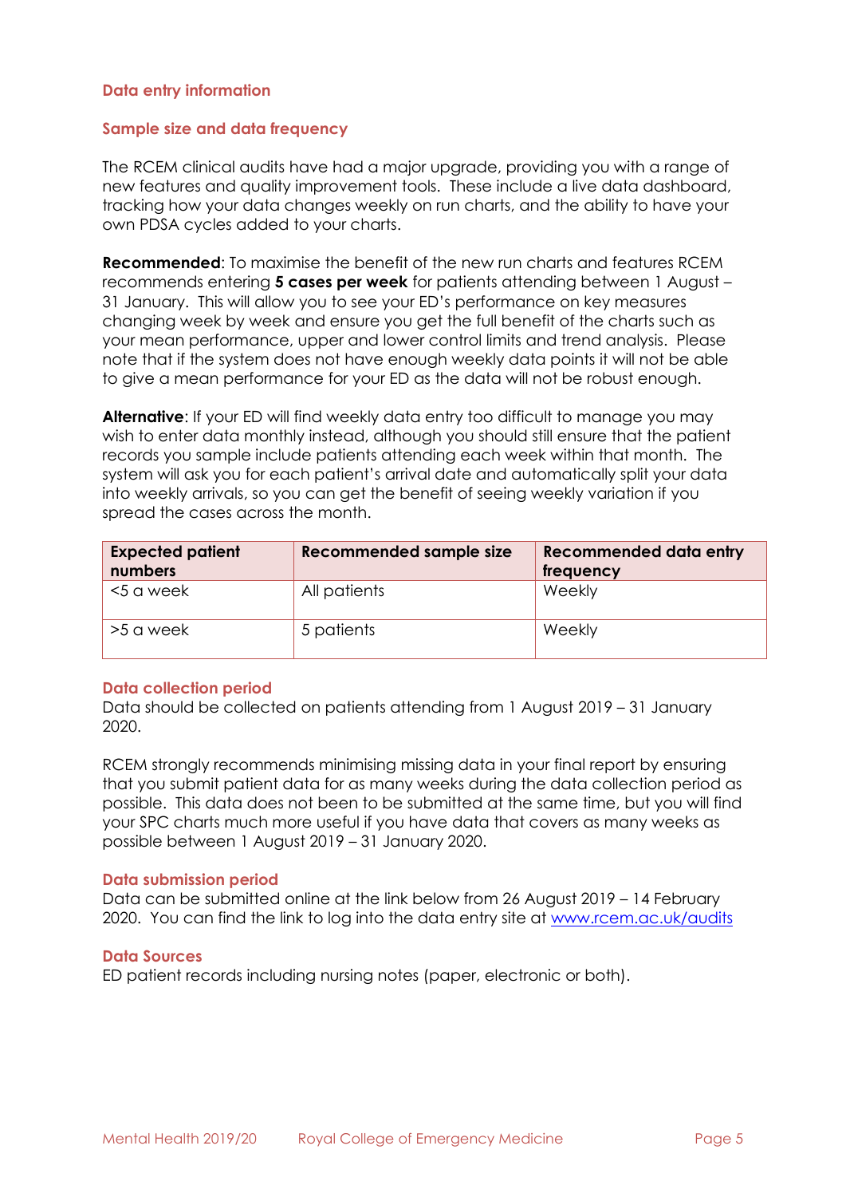## Data entry information

### Sample size and data frequency

The RCEM clinical audits have had a major upgrade, providing you with a range of new features and quality improvement tools. These include a live data dashboard, tracking how your data changes weekly on run charts, and the ability to have your own PDSA cycles added to your charts.

**Recommended**: To maximise the benefit of the new run charts and features RCEM recommends entering **5 cases per week** for patients attending between 1 August – 31 January. This will allow you to see your ED's performance on key measures changing week by week and ensure you get the full benefit of the charts such as your mean performance, upper and lower control limits and trend analysis. Please note that if the system does not have enough weekly data points it will not be able to give a mean performance for your ED as the data will not be robust enough.

**Alternative**: If your ED will find weekly data entry too difficult to manage you may wish to enter data monthly instead, although you should still ensure that the patient records you sample include patients attending each week within that month. The system will ask you for each patient's arrival date and automatically split your data into weekly arrivals, so you can get the benefit of seeing weekly variation if you spread the cases across the month.

| Expected patient numbers | Recommended sample size | Recommended data entry frequency |
|---|---|---|
| <5 a week | All patients | Weekly |
| >5 a week | 5 patients | Weekly |

### Data collection period

Data should be collected on patients attending from 1 August 2019 – 31 January 2020.

RCEM strongly recommends minimising missing data in your final report by ensuring that you submit patient data for as many weeks during the data collection period as possible. This data does not been to be submitted at the same time, but you will find your SPC charts much more useful if you have data that covers as many weeks as possible between 1 August 2019 – 31 January 2020.

### Data submission period

Data can be submitted online at the link below from 26 August 2019 – 14 February 2020. You can find the link to log into the data entry site at [www.rcem.ac.uk/audits](www.rcem.ac.uk/audits)

### Data Sources

ED patient records including nursing notes (paper, electronic or both).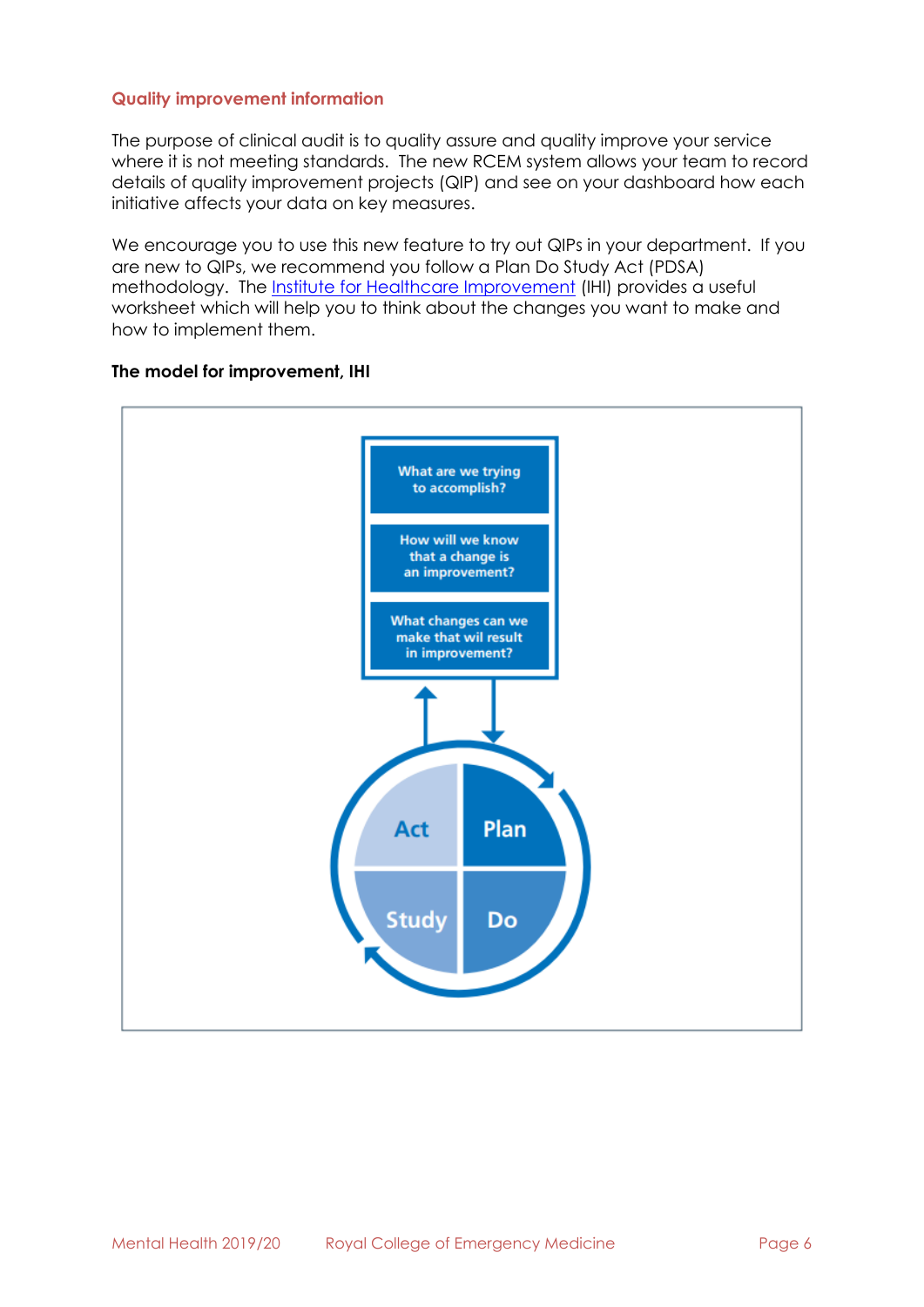### Quality improvement information

The purpose of clinical audit is to quality assure and quality improve your service where it is not meeting standards. The new RCEM system allows your team to record details of quality improvement projects (QIP) and see on your dashboard how each initiative affects your data on key measures.

We encourage you to use this new feature to try out QIPs in your department. If you are new to QIPs, we recommend you follow a Plan Do Study Act (PDSA) methodology. The Institute for Healthcare Improvement (IHI) provides a useful worksheet which will help you to think about the changes you want to make and how to implement them.

**The model for improvement, IHI**

What are we trying to accomplish?

How will we know that a change is an improvement?

What changes can we make that wil result in improvement?

Act | Plan | Study | Do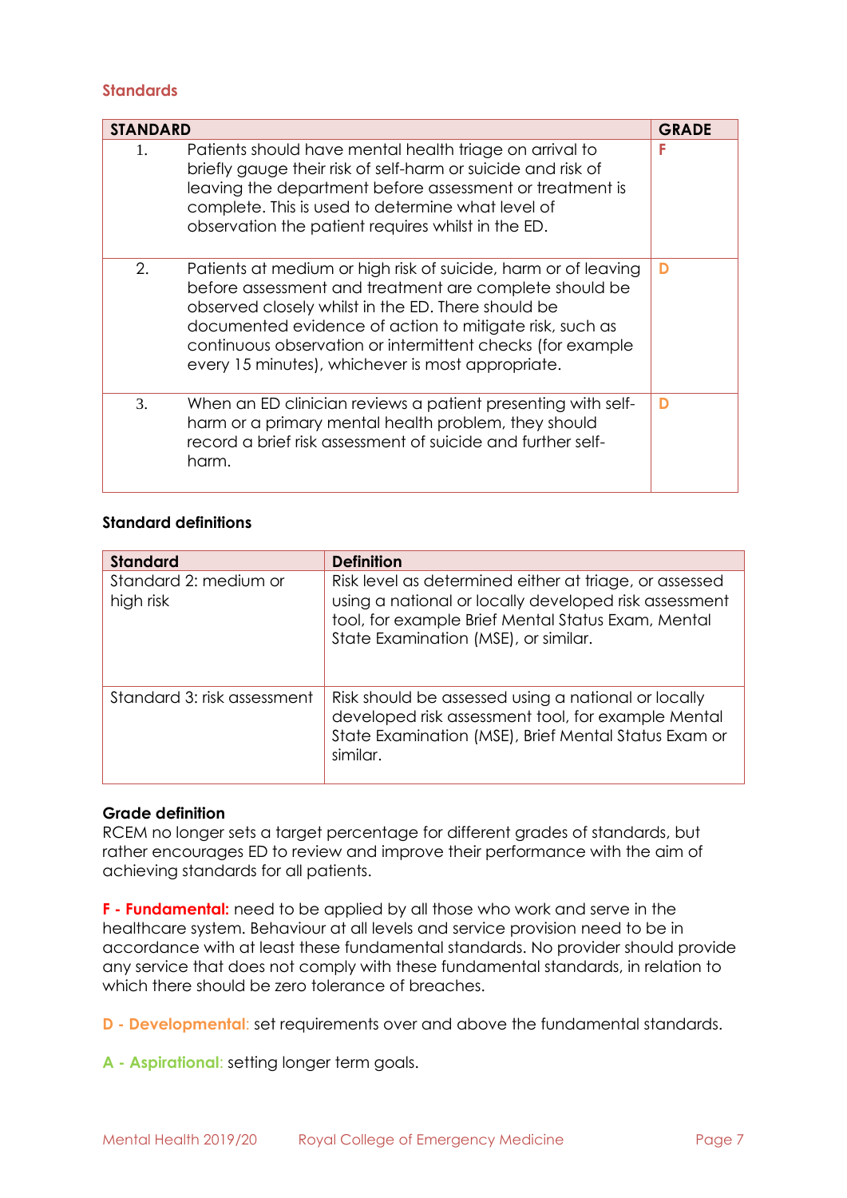## Standards

| STANDARD | | GRADE |
|---|---|---|
| 1. | Patients should have mental health triage on arrival to briefly gauge their risk of self-harm or suicide and risk of leaving the department before assessment or treatment is complete. This is used to determine what level of observation the patient requires whilst in the ED. | F |
| 2. | Patients at medium or high risk of suicide, harm or of leaving before assessment and treatment are complete should be observed closely whilst in the ED. There should be documented evidence of action to mitigate risk, such as continuous observation or intermittent checks (for example every 15 minutes), whichever is most appropriate. | D |
| 3. | When an ED clinician reviews a patient presenting with self-harm or a primary mental health problem, they should record a brief risk assessment of suicide and further self-harm. | D |

### Standard definitions

| Standard | Definition |
|---|---|
| Standard 2: medium or high risk | Risk level as determined either at triage, or assessed using a national or locally developed risk assessment tool, for example Brief Mental Status Exam, Mental State Examination (MSE), or similar. |
| Standard 3: risk assessment | Risk should be assessed using a national or locally developed risk assessment tool, for example Mental State Examination (MSE), Brief Mental Status Exam or similar. |

### Grade definition

RCEM no longer sets a target percentage for different grades of standards, but rather encourages ED to review and improve their performance with the aim of achieving standards for all patients.

**F - Fundamental:** need to be applied by all those who work and serve in the healthcare system. Behaviour at all levels and service provision need to be in accordance with at least these fundamental standards. No provider should provide any service that does not comply with these fundamental standards, in relation to which there should be zero tolerance of breaches.

**D - Developmental**: set requirements over and above the fundamental standards.

**A - Aspirational**: setting longer term goals.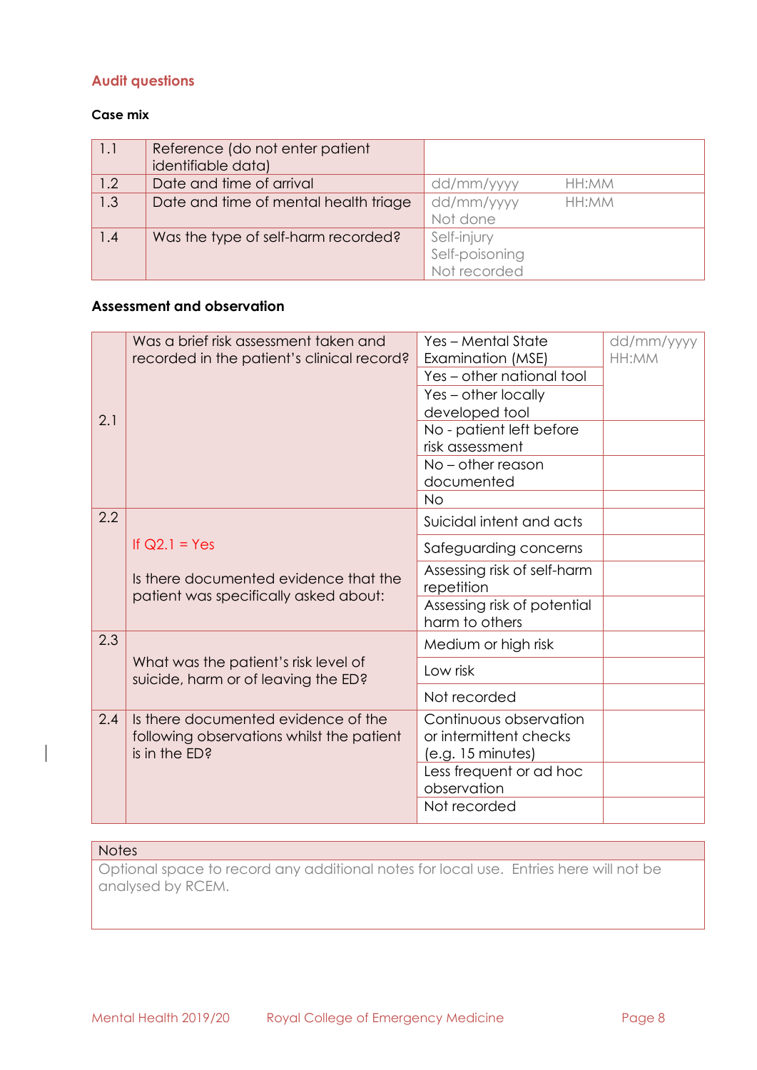## Audit questions

### Case mix

| | | |
|---|---|---|
| 1.1 | Reference (do not enter patient identifiable data) | |
| 1.2 | Date and time of arrival | dd/mm/yyyy HH:MM |
| 1.3 | Date and time of mental health triage | dd/mm/yyyy HH:MM<br>Not done |
| 1.4 | Was the type of self-harm recorded? | Self-injury<br>Self-poisoning<br>Not recorded |

### Assessment and observation

| | | | |
|---|---|---|---|
| 2.1 | Was a brief risk assessment taken and recorded in the patient's clinical record? | Yes – Mental State Examination (MSE) | dd/mm/yyyy HH:MM |
| | | Yes – other national tool | |
| | | Yes – other locally developed tool | |
| | | No - patient left before risk assessment | |
| | | No – other reason documented | |
| | | No | |
| 2.2 | If Q2.1 = Yes<br><br>Is there documented evidence that the patient was specifically asked about: | Suicidal intent and acts | |
| | | Safeguarding concerns | |
| | | Assessing risk of self-harm repetition | |
| | | Assessing risk of potential harm to others | |
| 2.3 | What was the patient's risk level of suicide, harm or of leaving the ED? | Medium or high risk | |
| | | Low risk | |
| | | Not recorded | |
| 2.4 | Is there documented evidence of the following observations whilst the patient is in the ED? | Continuous observation or intermittent checks (e.g. 15 minutes) | |
| | | Less frequent or ad hoc observation | |
| | | Not recorded | |

| Notes |
|---|
| Optional space to record any additional notes for local use. Entries here will not be analysed by RCEM. |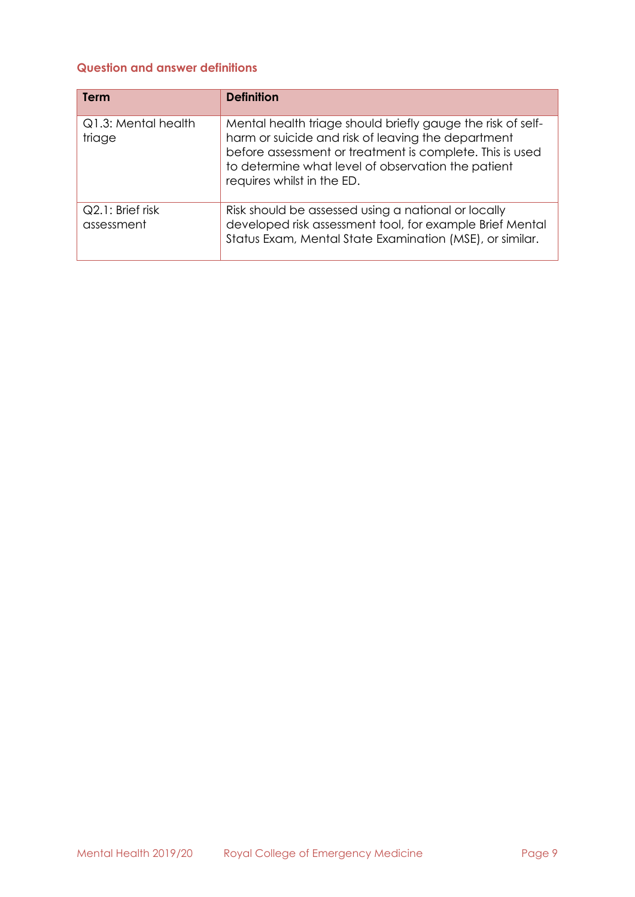### Question and answer definitions

| Term | Definition |
| --- | --- |
| Q1.3: Mental health triage | Mental health triage should briefly gauge the risk of self-harm or suicide and risk of leaving the department before assessment or treatment is complete. This is used to determine what level of observation the patient requires whilst in the ED. |
| Q2.1: Brief risk assessment | Risk should be assessed using a national or locally developed risk assessment tool, for example Brief Mental Status Exam, Mental State Examination (MSE), or similar. |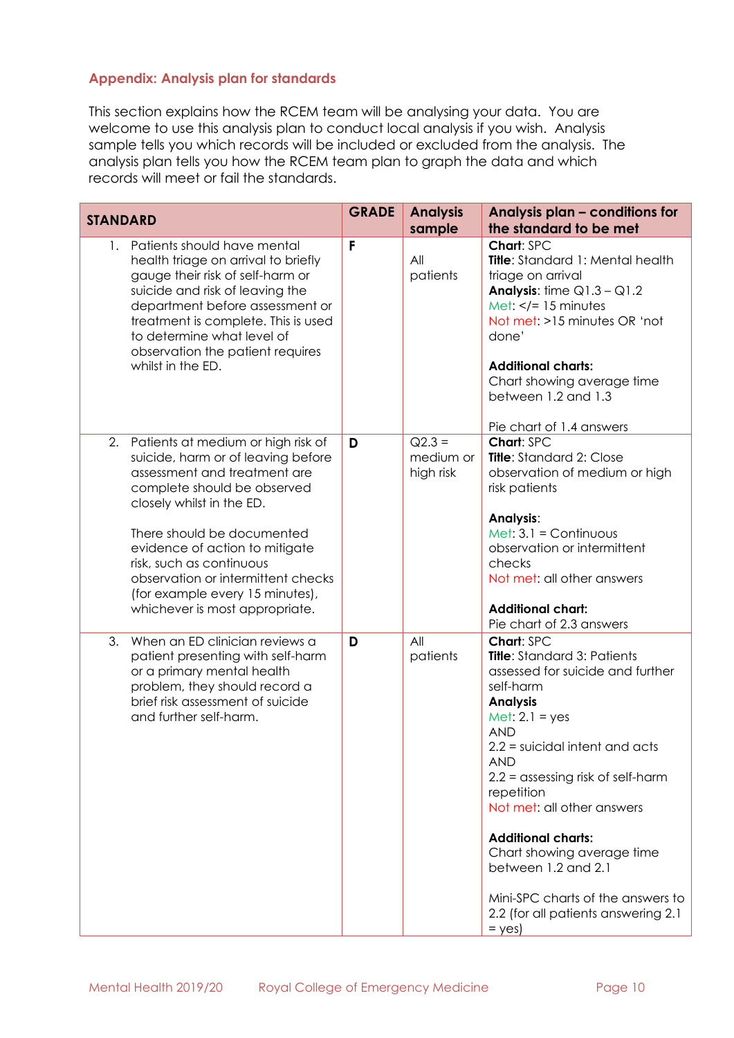### Appendix: Analysis plan for standards

This section explains how the RCEM team will be analysing your data. You are welcome to use this analysis plan to conduct local analysis if you wish. Analysis sample tells you which records will be included or excluded from the analysis. The analysis plan tells you how the RCEM team plan to graph the data and which records will meet or fail the standards.

| STANDARD | GRADE | Analysis sample | Analysis plan – conditions for the standard to be met |
|---|---|---|---|
| 1. Patients should have mental health triage on arrival to briefly gauge their risk of self-harm or suicide and risk of leaving the department before assessment or treatment is complete. This is used to determine what level of observation the patient requires whilst in the ED. | F | All patients | **Chart**: SPC<br>**Title**: Standard 1: Mental health triage on arrival<br>**Analysis**: time Q1.3 – Q1.2<br>Met: </= 15 minutes<br>Not met: >15 minutes OR 'not done'<br><br>**Additional charts:**<br>Chart showing average time between 1.2 and 1.3<br><br>Pie chart of 1.4 answers |
| 2. Patients at medium or high risk of suicide, harm or of leaving before assessment and treatment are complete should be observed closely whilst in the ED.<br><br>There should be documented evidence of action to mitigate risk, such as continuous observation or intermittent checks (for example every 15 minutes), whichever is most appropriate. | D | Q2.3 = medium or high risk | **Chart**: SPC<br>**Title**: Standard 2: Close observation of medium or high risk patients<br><br>**Analysis**:<br>Met: 3.1 = Continuous observation or intermittent checks<br>Not met: all other answers<br><br>**Additional chart:**<br>Pie chart of 2.3 answers |
| 3. When an ED clinician reviews a patient presenting with self-harm or a primary mental health problem, they should record a brief risk assessment of suicide and further self-harm. | D | All patients | **Chart**: SPC<br>**Title**: Standard 3: Patients assessed for suicide and further self-harm<br>**Analysis**<br>Met: 2.1 = yes<br>AND<br>2.2 = suicidal intent and acts<br>AND<br>2.2 = assessing risk of self-harm repetition<br>Not met: all other answers<br><br>**Additional charts:**<br>Chart showing average time between 1.2 and 2.1<br><br>Mini-SPC charts of the answers to 2.2 (for all patients answering 2.1 = yes) |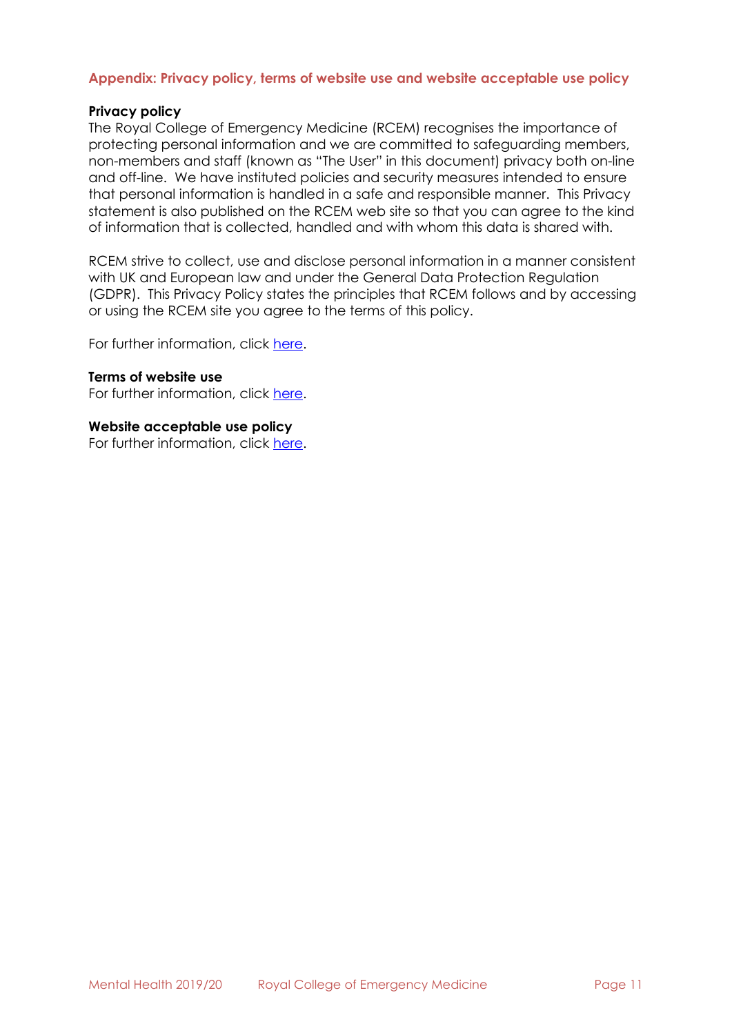## Appendix: Privacy policy, terms of website use and website acceptable use policy

**Privacy policy**
The Royal College of Emergency Medicine (RCEM) recognises the importance of protecting personal information and we are committed to safeguarding members, non-members and staff (known as "The User" in this document) privacy both on-line and off-line. We have instituted policies and security measures intended to ensure that personal information is handled in a safe and responsible manner. This Privacy statement is also published on the RCEM web site so that you can agree to the kind of information that is collected, handled and with whom this data is shared with.

RCEM strive to collect, use and disclose personal information in a manner consistent with UK and European law and under the General Data Protection Regulation (GDPR). This Privacy Policy states the principles that RCEM follows and by accessing or using the RCEM site you agree to the terms of this policy.

For further information, click here.

**Terms of website use**
For further information, click here.

**Website acceptable use policy**
For further information, click here.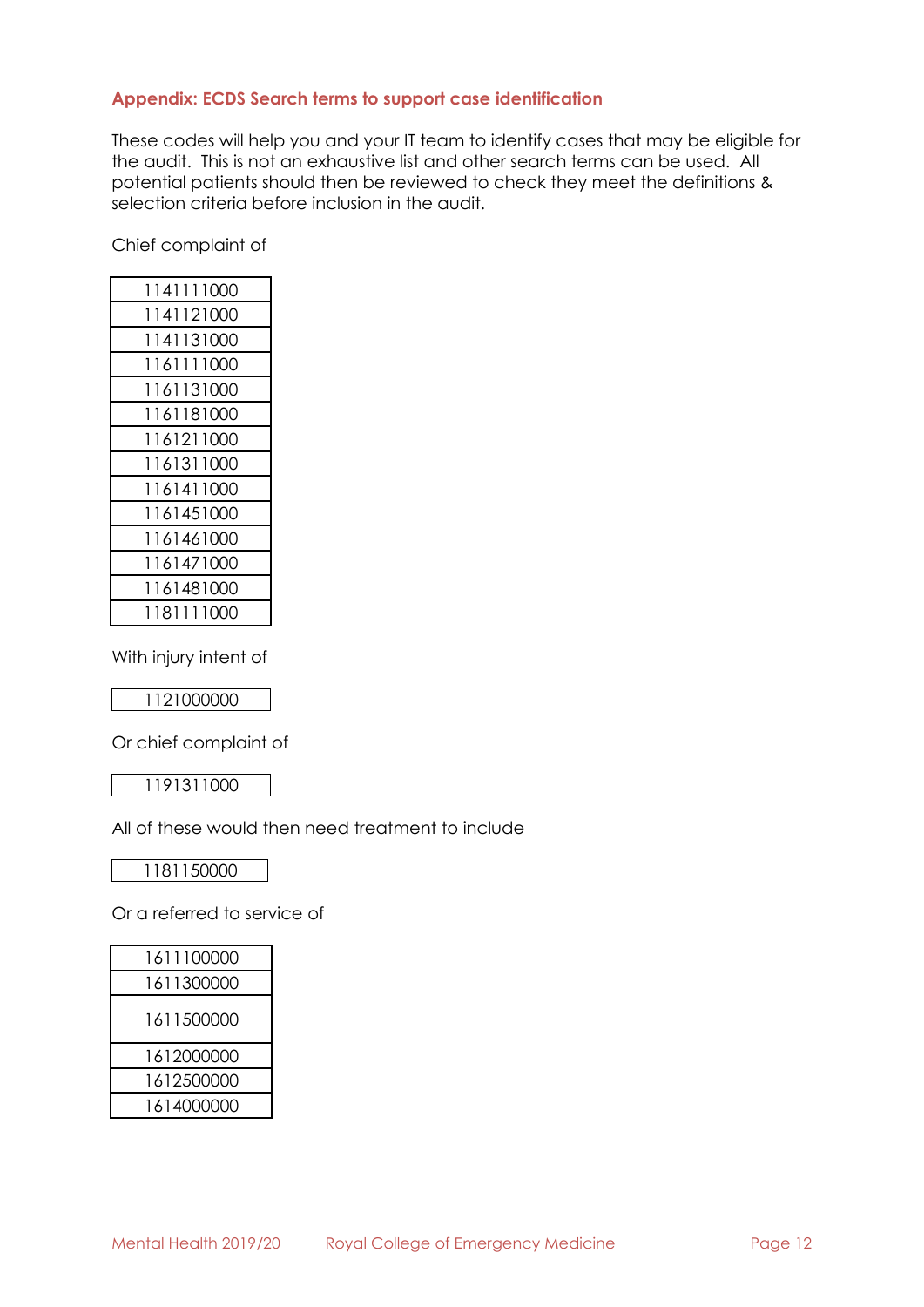### Appendix: ECDS Search terms to support case identification

These codes will help you and your IT team to identify cases that may be eligible for the audit. This is not an exhaustive list and other search terms can be used. All potential patients should then be reviewed to check they meet the definitions & selection criteria before inclusion in the audit.

Chief complaint of

| |
|---|
| 1141111000 |
| 1141121000 |
| 1141131000 |
| 1161111000 |
| 1161131000 |
| 1161181000 |
| 1161211000 |
| 1161311000 |
| 1161411000 |
| 1161451000 |
| 1161461000 |
| 1161471000 |
| 1161481000 |
| 1181111000 |

With injury intent of

| |
|---|
| 1121000000 |

Or chief complaint of

| |
|---|
| 1191311000 |

All of these would then need treatment to include

| |
|---|
| 1181150000 |

Or a referred to service of

| |
|---|
| 1611100000 |
| 1611300000 |
| 1611500000 |
| 1612000000 |
| 1612500000 |
| 1614000000 |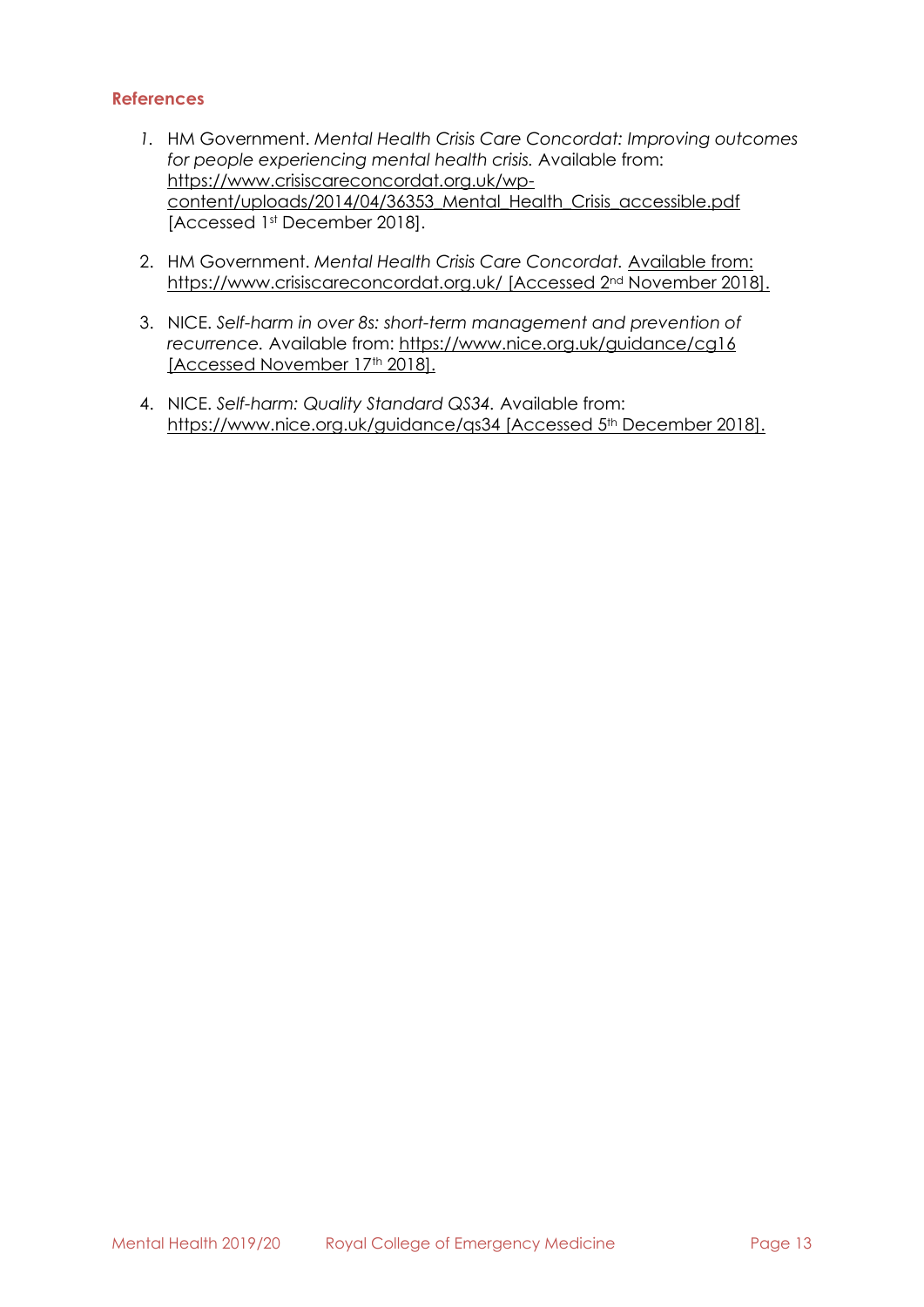## References

1. HM Government. *Mental Health Crisis Care Concordat: Improving outcomes for people experiencing mental health crisis.* Available from: https://www.crisiscareconcordat.org.uk/wp-content/uploads/2014/04/36353_Mental_Health_Crisis_accessible.pdf [Accessed 1st December 2018].

2. HM Government. *Mental Health Crisis Care Concordat.* Available from: https://www.crisiscareconcordat.org.uk/ [Accessed 2nd November 2018].

3. NICE. *Self-harm in over 8s: short-term management and prevention of recurrence.* Available from: https://www.nice.org.uk/guidance/cg16 [Accessed November 17th 2018].

4. NICE. *Self-harm: Quality Standard QS34.* Available from: https://www.nice.org.uk/guidance/qs34 [Accessed 5th December 2018].